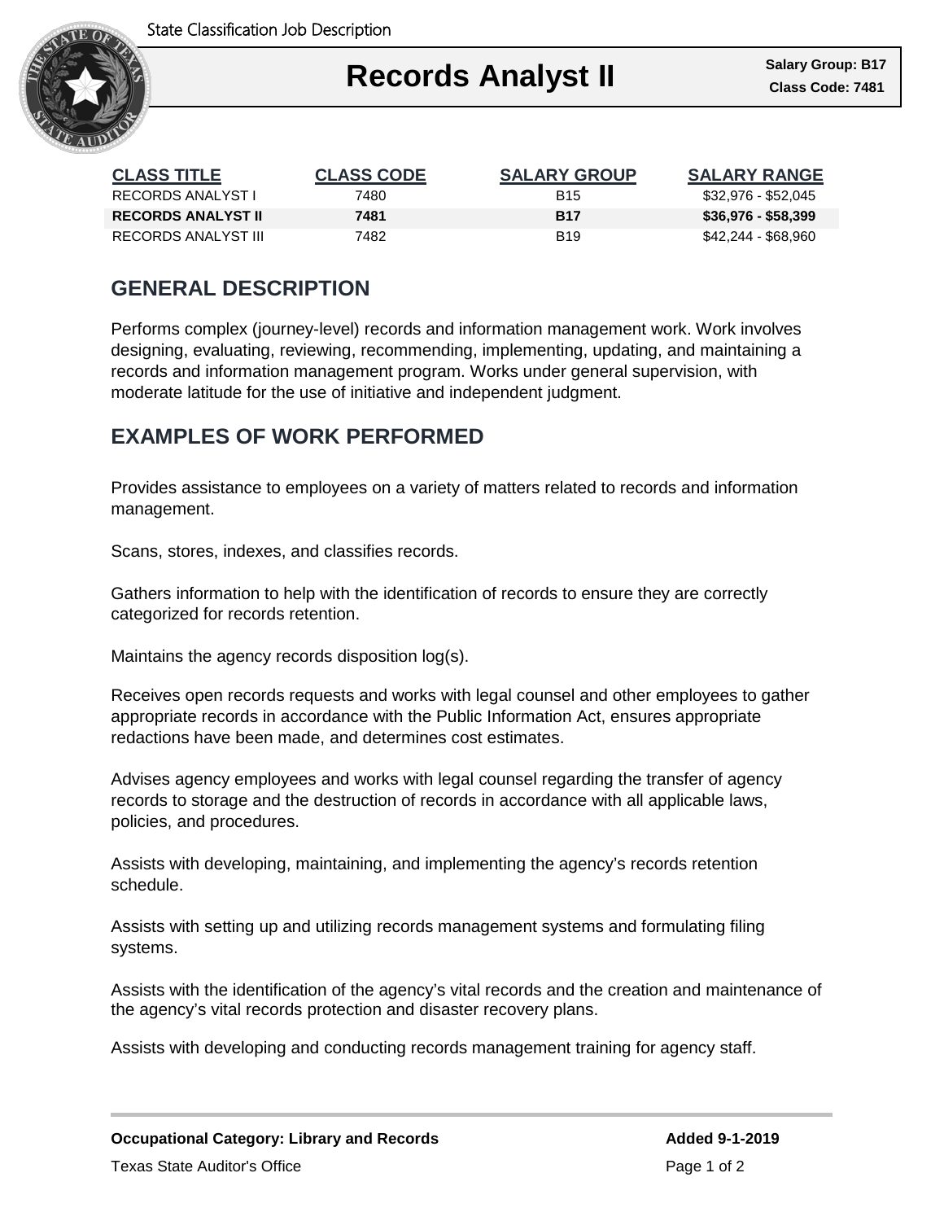# Records Analyst II

**Salary Group: B17**
**Class Code: 7481**

| CLASS TITLE | CLASS CODE | SALARY GROUP | SALARY RANGE |
|---|---|---|---|
| RECORDS ANALYST I | 7480 | B15 | $32,976 - $52,045 |
| **RECORDS ANALYST II** | **7481** | **B17** | **$36,976 - $58,399** |
| RECORDS ANALYST III | 7482 | B19 | $42,244 - $68,960 |

## GENERAL DESCRIPTION

Performs complex (journey-level) records and information management work. Work involves designing, evaluating, reviewing, recommending, implementing, updating, and maintaining a records and information management program. Works under general supervision, with moderate latitude for the use of initiative and independent judgment.

## EXAMPLES OF WORK PERFORMED

Provides assistance to employees on a variety of matters related to records and information management.

Scans, stores, indexes, and classifies records.

Gathers information to help with the identification of records to ensure they are correctly categorized for records retention.

Maintains the agency records disposition log(s).

Receives open records requests and works with legal counsel and other employees to gather appropriate records in accordance with the Public Information Act, ensures appropriate redactions have been made, and determines cost estimates.

Advises agency employees and works with legal counsel regarding the transfer of agency records to storage and the destruction of records in accordance with all applicable laws, policies, and procedures.

Assists with developing, maintaining, and implementing the agency's records retention schedule.

Assists with setting up and utilizing records management systems and formulating filing systems.

Assists with the identification of the agency's vital records and the creation and maintenance of the agency's vital records protection and disaster recovery plans.

Assists with developing and conducting records management training for agency staff.

**Occupational Category: Library and Records** **Added 9-1-2019**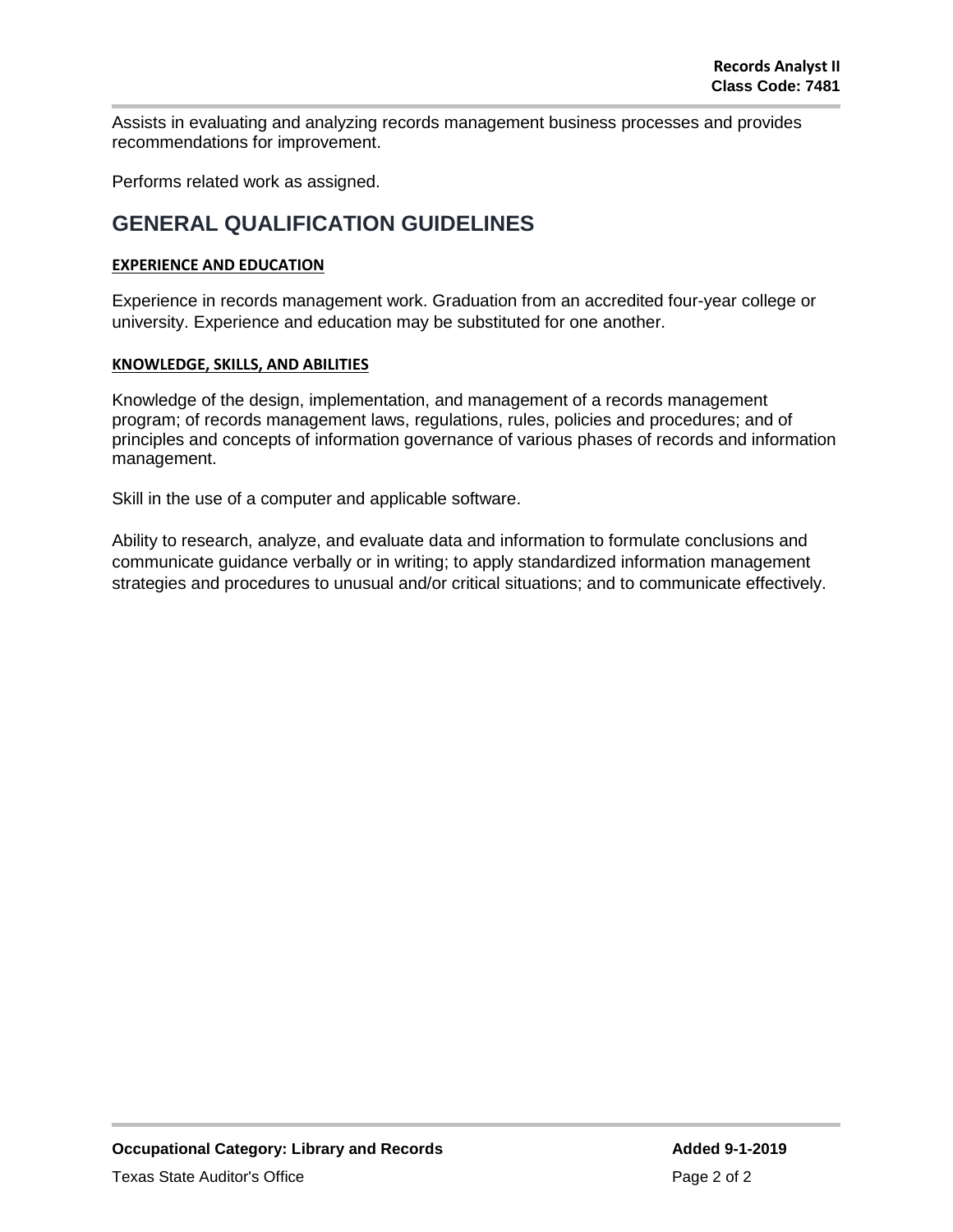Assists in evaluating and analyzing records management business processes and provides recommendations for improvement.

Performs related work as assigned.

## GENERAL QUALIFICATION GUIDELINES

### EXPERIENCE AND EDUCATION

Experience in records management work. Graduation from an accredited four-year college or university. Experience and education may be substituted for one another.

### KNOWLEDGE, SKILLS, AND ABILITIES

Knowledge of the design, implementation, and management of a records management program; of records management laws, regulations, rules, policies and procedures; and of principles and concepts of information governance of various phases of records and information management.

Skill in the use of a computer and applicable software.

Ability to research, analyze, and evaluate data and information to formulate conclusions and communicate guidance verbally or in writing; to apply standardized information management strategies and procedures to unusual and/or critical situations; and to communicate effectively.